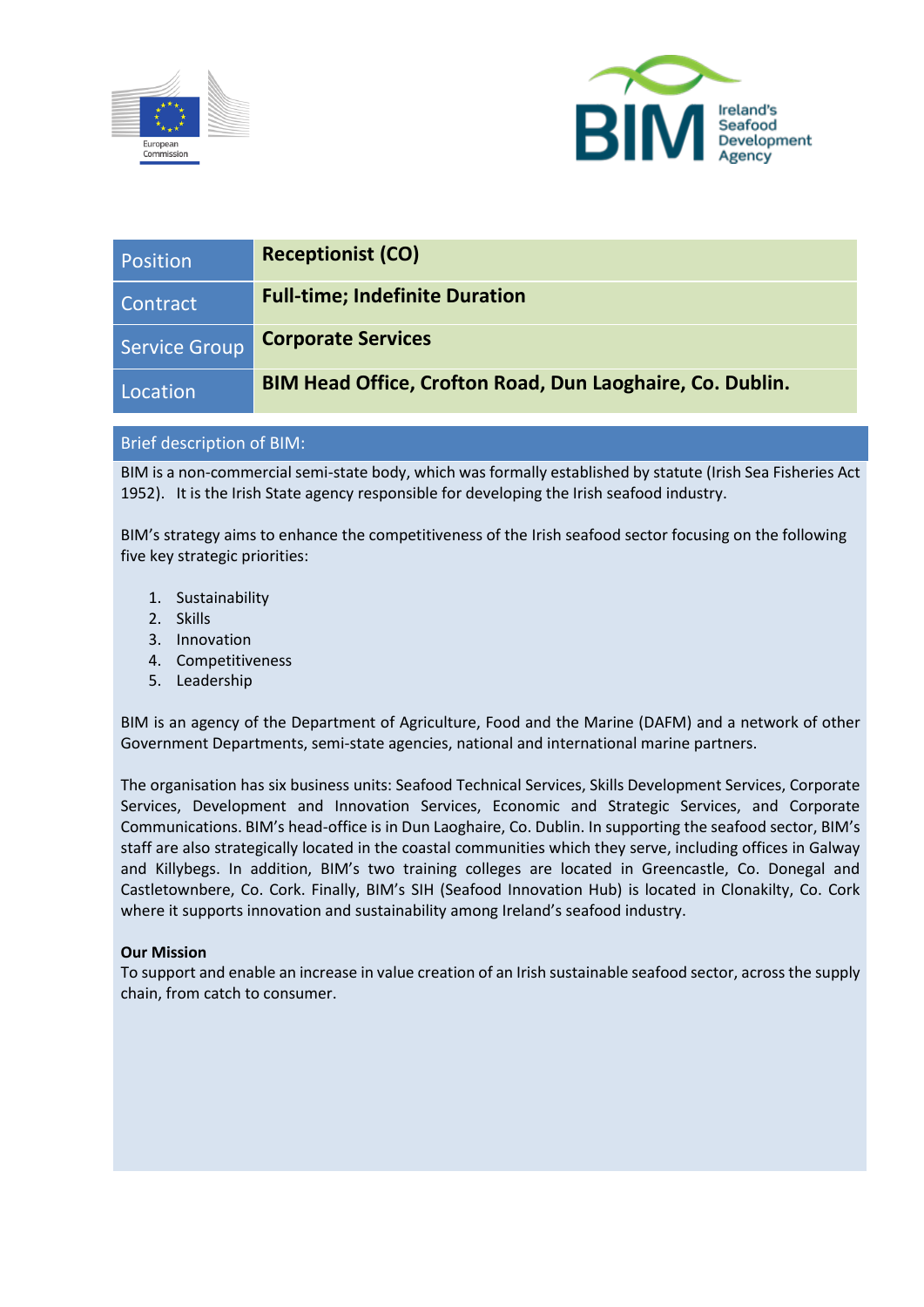| Position | **Receptionist (CO)** |
|---|---|
| Contract | **Full-time; Indefinite Duration** |
| Service Group | **Corporate Services** |
| Location | **BIM Head Office, Crofton Road, Dun Laoghaire, Co. Dublin.** |

## Brief description of BIM:

BIM is a non-commercial semi-state body, which was formally established by statute (Irish Sea Fisheries Act 1952). It is the Irish State agency responsible for developing the Irish seafood industry.

BIM's strategy aims to enhance the competitiveness of the Irish seafood sector focusing on the following five key strategic priorities:

1. Sustainability
2. Skills
3. Innovation
4. Competitiveness
5. Leadership

BIM is an agency of the Department of Agriculture, Food and the Marine (DAFM) and a network of other Government Departments, semi-state agencies, national and international marine partners.

The organisation has six business units: Seafood Technical Services, Skills Development Services, Corporate Services, Development and Innovation Services, Economic and Strategic Services, and Corporate Communications. BIM's head-office is in Dun Laoghaire, Co. Dublin. In supporting the seafood sector, BIM's staff are also strategically located in the coastal communities which they serve, including offices in Galway and Killybegs. In addition, BIM's two training colleges are located in Greencastle, Co. Donegal and Castletownbere, Co. Cork. Finally, BIM's SIH (Seafood Innovation Hub) is located in Clonakilty, Co. Cork where it supports innovation and sustainability among Ireland's seafood industry.

**Our Mission**
To support and enable an increase in value creation of an Irish sustainable seafood sector, across the supply chain, from catch to consumer.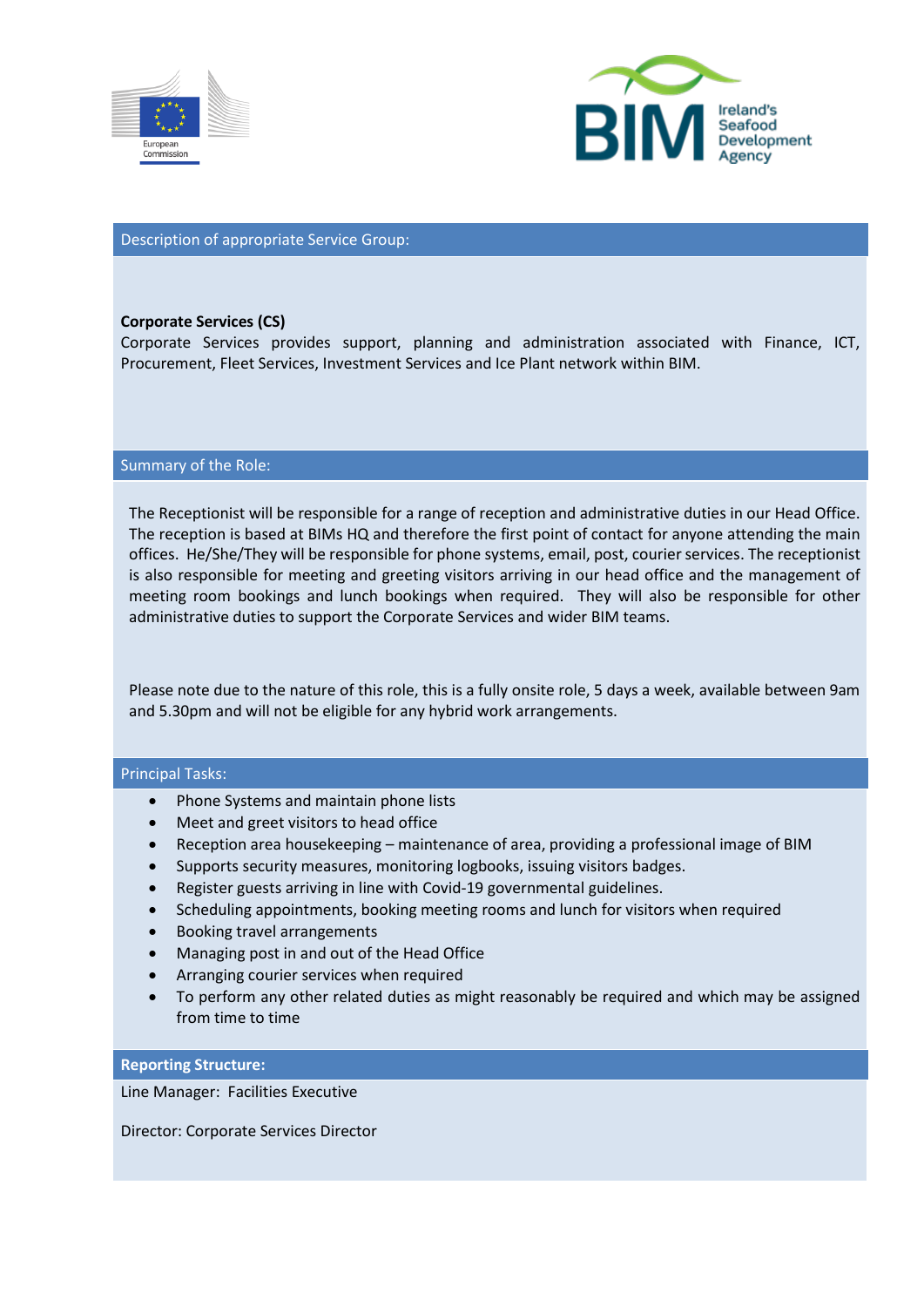## Description of appropriate Service Group:

**Corporate Services (CS)**

Corporate Services provides support, planning and administration associated with Finance, ICT, Procurement, Fleet Services, Investment Services and Ice Plant network within BIM.

## Summary of the Role:

The Receptionist will be responsible for a range of reception and administrative duties in our Head Office. The reception is based at BIMs HQ and therefore the first point of contact for anyone attending the main offices. He/She/They will be responsible for phone systems, email, post, courier services. The receptionist is also responsible for meeting and greeting visitors arriving in our head office and the management of meeting room bookings and lunch bookings when required. They will also be responsible for other administrative duties to support the Corporate Services and wider BIM teams.

Please note due to the nature of this role, this is a fully onsite role, 5 days a week, available between 9am and 5.30pm and will not be eligible for any hybrid work arrangements.

## Principal Tasks:

- Phone Systems and maintain phone lists
- Meet and greet visitors to head office
- Reception area housekeeping – maintenance of area, providing a professional image of BIM
- Supports security measures, monitoring logbooks, issuing visitors badges.
- Register guests arriving in line with Covid-19 governmental guidelines.
- Scheduling appointments, booking meeting rooms and lunch for visitors when required
- Booking travel arrangements
- Managing post in and out of the Head Office
- Arranging courier services when required
- To perform any other related duties as might reasonably be required and which may be assigned from time to time

## Reporting Structure:

Line Manager: Facilities Executive

Director: Corporate Services Director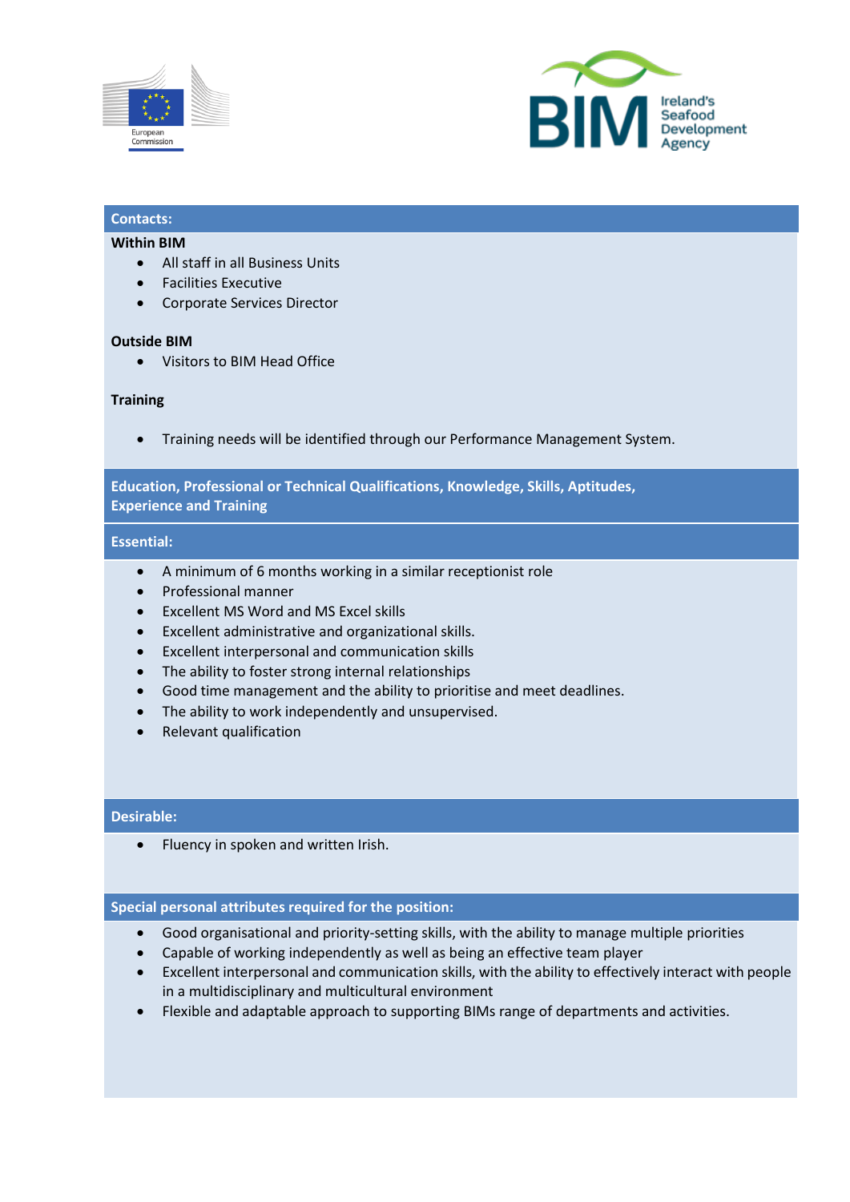## Contacts:

**Within BIM**

- All staff in all Business Units
- Facilities Executive
- Corporate Services Director

**Outside BIM**

- Visitors to BIM Head Office

**Training**

- Training needs will be identified through our Performance Management System.

## Education, Professional or Technical Qualifications, Knowledge, Skills, Aptitudes, Experience and Training

## Essential:

- A minimum of 6 months working in a similar receptionist role
- Professional manner
- Excellent MS Word and MS Excel skills
- Excellent administrative and organizational skills.
- Excellent interpersonal and communication skills
- The ability to foster strong internal relationships
- Good time management and the ability to prioritise and meet deadlines.
- The ability to work independently and unsupervised.
- Relevant qualification

## Desirable:

- Fluency in spoken and written Irish.

## Special personal attributes required for the position:

- Good organisational and priority-setting skills, with the ability to manage multiple priorities
- Capable of working independently as well as being an effective team player
- Excellent interpersonal and communication skills, with the ability to effectively interact with people in a multidisciplinary and multicultural environment
- Flexible and adaptable approach to supporting BIMs range of departments and activities.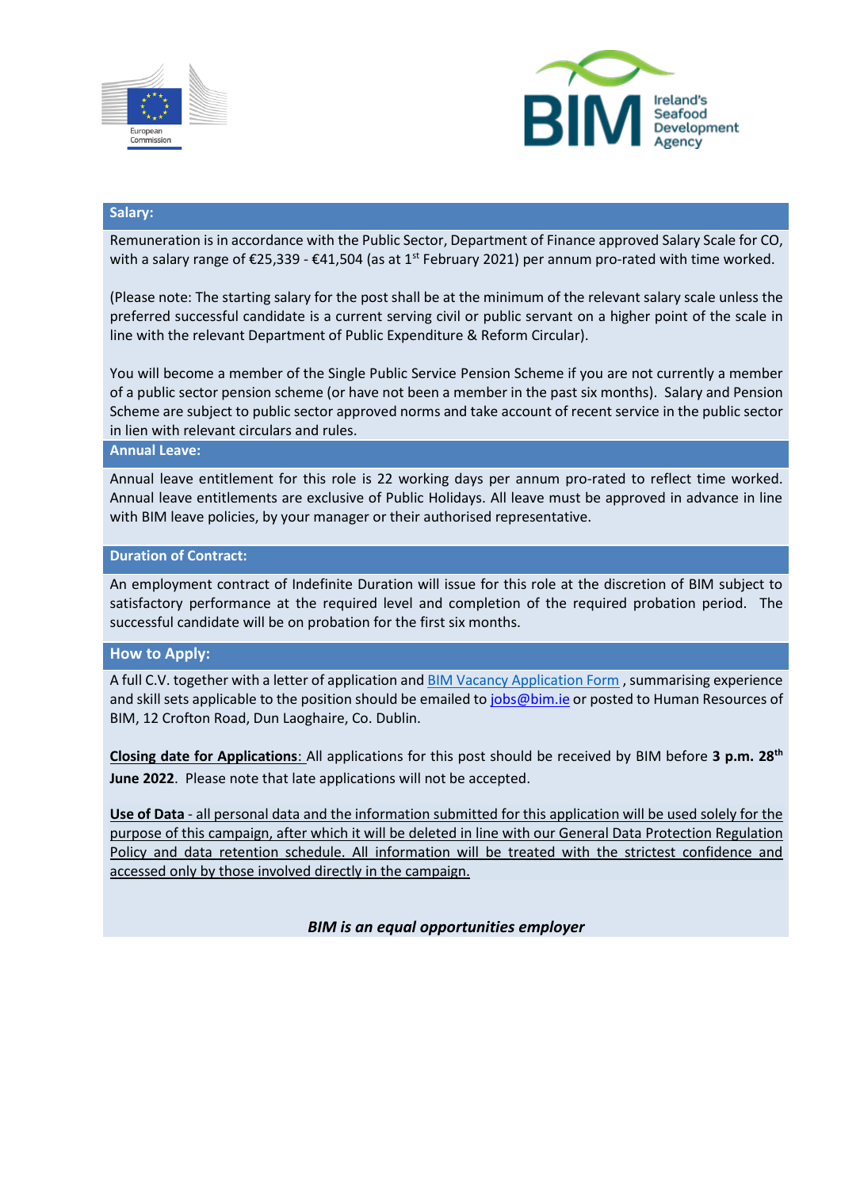## Salary:

Remuneration is in accordance with the Public Sector, Department of Finance approved Salary Scale for CO, with a salary range of €25,339 - €41,504 (as at 1st February 2021) per annum pro-rated with time worked.

(Please note: The starting salary for the post shall be at the minimum of the relevant salary scale unless the preferred successful candidate is a current serving civil or public servant on a higher point of the scale in line with the relevant Department of Public Expenditure & Reform Circular).

You will become a member of the Single Public Service Pension Scheme if you are not currently a member of a public sector pension scheme (or have not been a member in the past six months). Salary and Pension Scheme are subject to public sector approved norms and take account of recent service in the public sector in lien with relevant circulars and rules.

## Annual Leave:

Annual leave entitlement for this role is 22 working days per annum pro-rated to reflect time worked. Annual leave entitlements are exclusive of Public Holidays. All leave must be approved in advance in line with BIM leave policies, by your manager or their authorised representative.

## Duration of Contract:

An employment contract of Indefinite Duration will issue for this role at the discretion of BIM subject to satisfactory performance at the required level and completion of the required probation period. The successful candidate will be on probation for the first six months.

## How to Apply:

A full C.V. together with a letter of application and BIM Vacancy Application Form , summarising experience and skill sets applicable to the position should be emailed to jobs@bim.ie or posted to Human Resources of BIM, 12 Crofton Road, Dun Laoghaire, Co. Dublin.

**Closing date for Applications**: All applications for this post should be received by BIM before **3 p.m. 28th June 2022**. Please note that late applications will not be accepted.

**Use of Data** - all personal data and the information submitted for this application will be used solely for the purpose of this campaign, after which it will be deleted in line with our General Data Protection Regulation Policy and data retention schedule. All information will be treated with the strictest confidence and accessed only by those involved directly in the campaign.

***BIM is an equal opportunities employer***